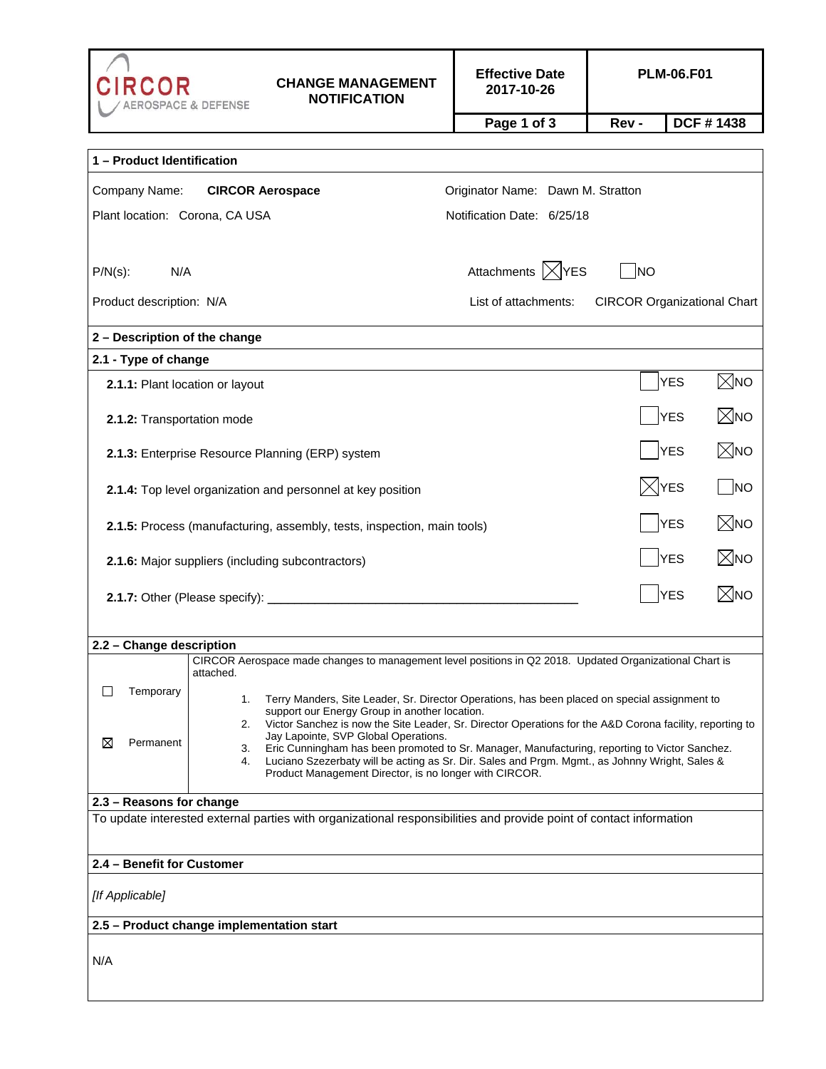| CIRCOR AEROSPACE & DEFENSE | CHANGE MANAGEMENT NOTIFICATION | Effective Date 2017-10-26 | PLM-06.F01 | |
|---|---|---|---|---|
| | | Page 1 of 3 | Rev - | DCF # 1438 |

## 1 – Product Identification

Company Name: **CIRCOR Aerospace**

Plant location: Corona, CA USA

Originator Name: Dawn M. Stratton

Notification Date: 6/25/18

P/N(s): N/A

Attachments ☒ YES ☐ NO

Product description: N/A

List of attachments: CIRCOR Organizational Chart

## 2 – Description of the change

### 2.1 - Type of change

| Type of change | YES | NO |
|---|---|---|
| **2.1.1:** Plant location or layout | ☐ | ☒ |
| **2.1.2:** Transportation mode | ☐ | ☒ |
| **2.1.3:** Enterprise Resource Planning (ERP) system | ☐ | ☒ |
| **2.1.4:** Top level organization and personnel at key position | ☒ | ☐ |
| **2.1.5:** Process (manufacturing, assembly, tests, inspection, main tools) | ☐ | ☒ |
| **2.1.6:** Major suppliers (including subcontractors) | ☐ | ☒ |
| **2.1.7:** Other (Please specify): ____________________ | ☐ | ☒ |

### 2.2 – Change description

☐ Temporary

☒ Permanent

CIRCOR Aerospace made changes to management level positions in Q2 2018. Updated Organizational Chart is attached.

1. Terry Manders, Site Leader, Sr. Director Operations, has been placed on special assignment to support our Energy Group in another location.
2. Victor Sanchez is now the Site Leader, Sr. Director Operations for the A&D Corona facility, reporting to Jay Lapointe, SVP Global Operations.
3. Eric Cunningham has been promoted to Sr. Manager, Manufacturing, reporting to Victor Sanchez.
4. Luciano Szezerbaty will be acting as Sr. Dir. Sales and Prgm. Mgmt., as Johnny Wright, Sales & Product Management Director, is no longer with CIRCOR.

### 2.3 – Reasons for change

To update interested external parties with organizational responsibilities and provide point of contact information

### 2.4 – Benefit for Customer

*[If Applicable]*

### 2.5 – Product change implementation start

N/A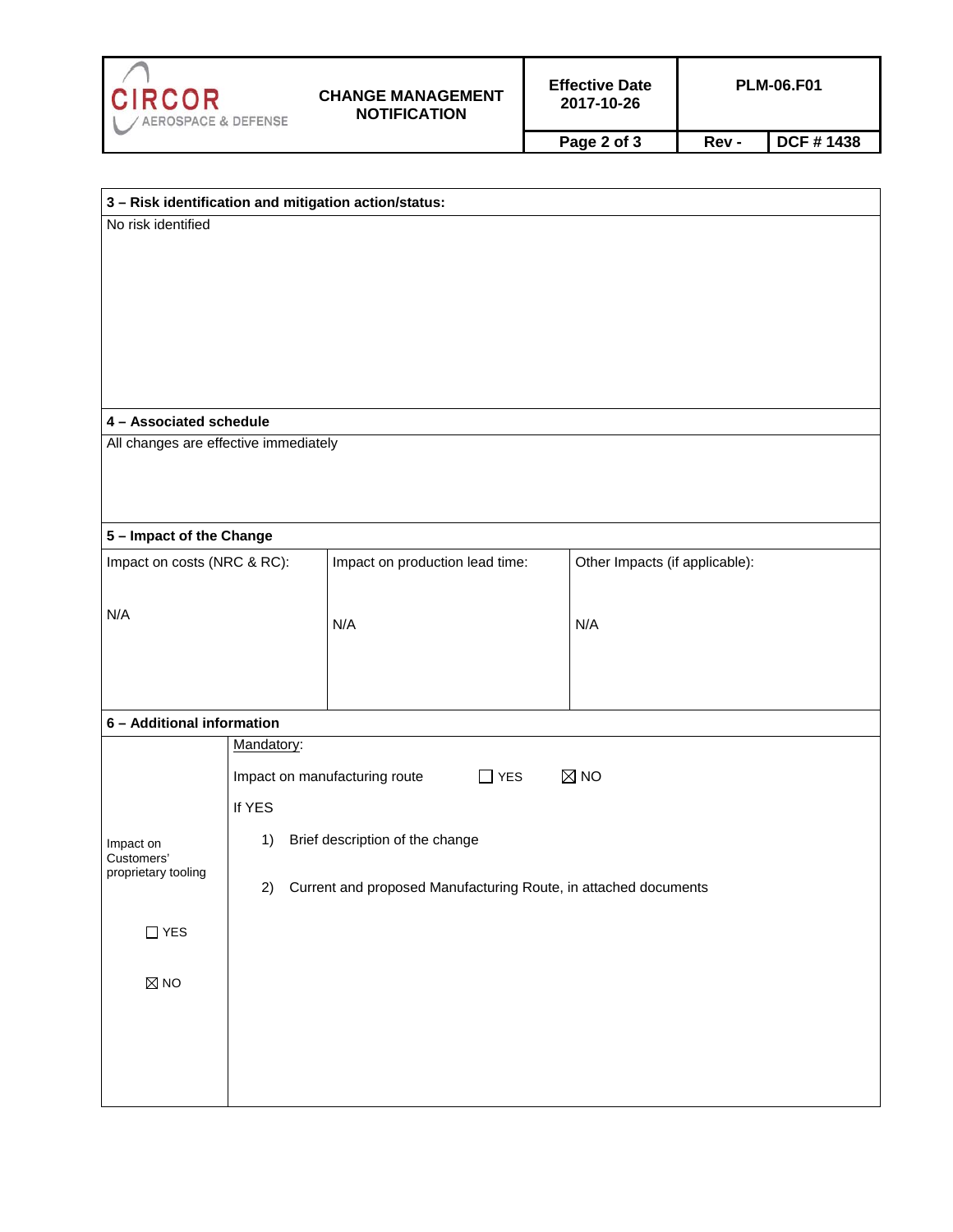**3 – Risk identification and mitigation action/status:**

No risk identified

**4 – Associated schedule**

All changes are effective immediately

**5 – Impact of the Change**

| Impact on costs (NRC & RC): | Impact on production lead time: | Other Impacts (if applicable): |
| --- | --- | --- |
| N/A | N/A | N/A |

**6 – Additional information**

| Impact on Customers' proprietary tooling | Mandatory: |
| --- | --- |
| ☐ YES<br>☒ NO | Impact on manufacturing route ☐ YES ☒ NO<br>If YES<br>1) Brief description of the change<br>2) Current and proposed Manufacturing Route, in attached documents |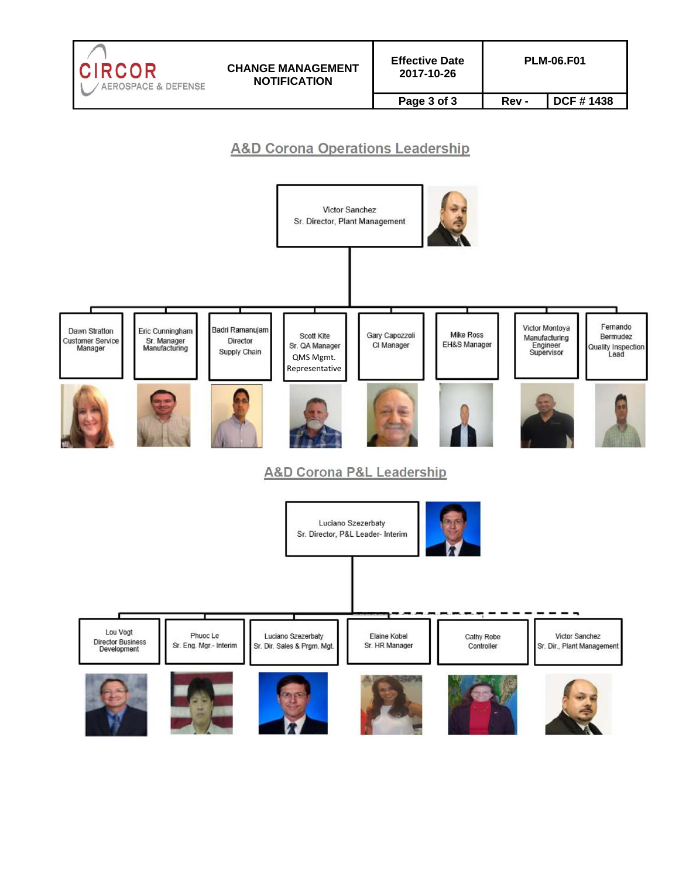## A&D Corona Operations Leadership

Victor Sanchez
Sr. Director, Plant Management

Dawn Stratton
Customer Service Manager

Eric Cunningham
Sr. Manager Manufacturing

Badri Ramanujam
Director
Supply Chain

Scott Kite
Sr. QA Manager
QMS Mgmt. Representative

Gary Capozzoli
CI Manager

Mike Ross
EH&S Manager

Victor Montoya
Manufacturing Engineer Supervisor

Fernando Bermudez
Quality Inspection Lead

## A&D Corona P&L Leadership

Luciano Szezerbaty
Sr. Director, P&L Leader- Interim

Lou Vogt
Director Business Development

Phuoc Le
Sr. Eng. Mgr.- Interim

Luciano Szezerbaty
Sr. Dir. Sales & Prgm. Mgt.

Elaine Kobel
Sr. HR Manager

Cathy Robe
Controller

Victor Sanchez
Sr. Dir., Plant Management